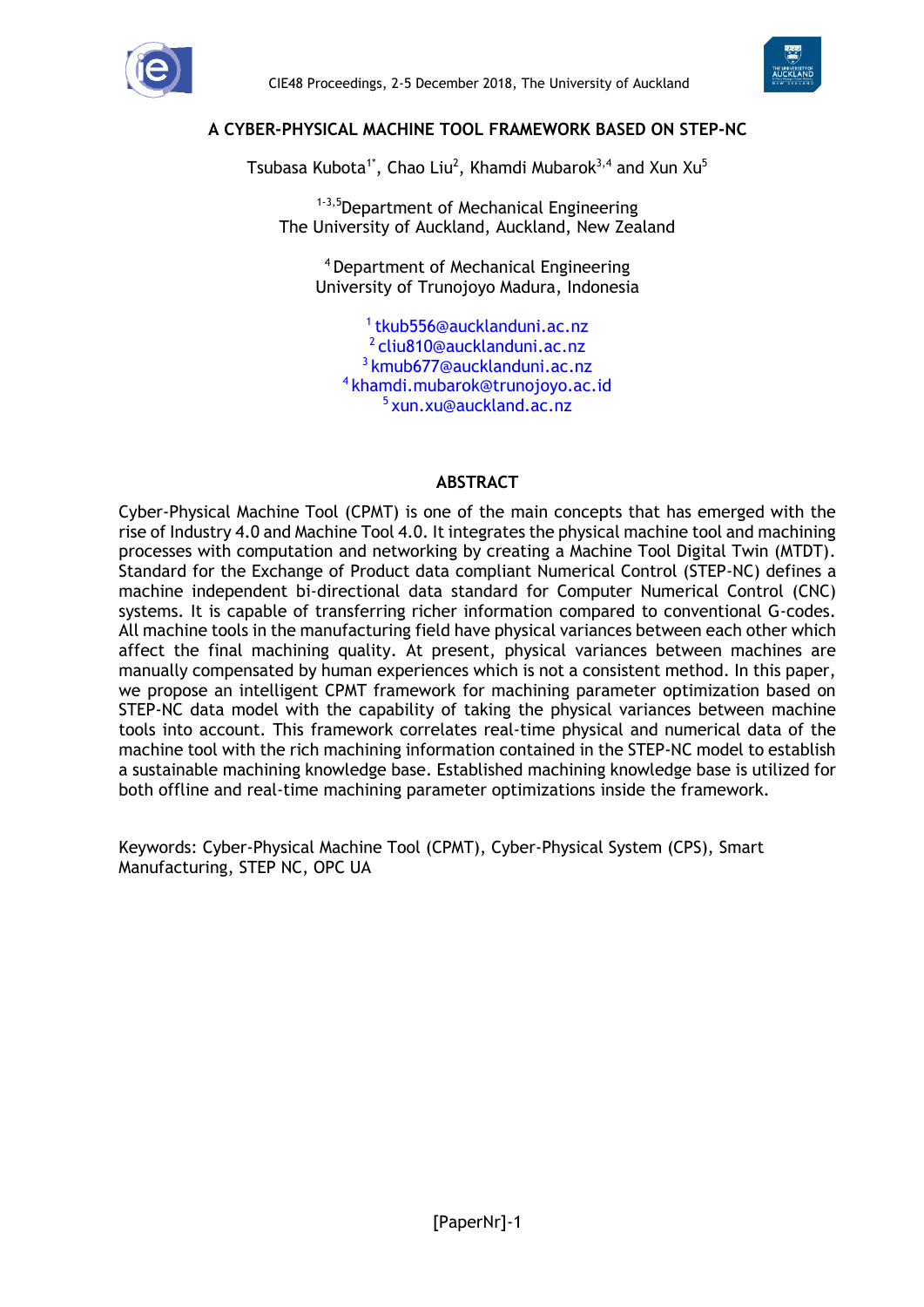# A CYBER-PHYSICAL MACHINE TOOL FRAMEWORK BASED ON STEP-NC

Tsubasa Kubota[1*], Chao Liu[2], Khamdi Mubarok[3,4] and Xun Xu[5]

[1-3,5]Department of Mechanical Engineering
The University of Auckland, Auckland, New Zealand

[4]Department of Mechanical Engineering
University of Trunojoyo Madura, Indonesia

[1] tkub556@aucklanduni.ac.nz
[2] cliu810@aucklanduni.ac.nz
[3] kmub677@aucklanduni.ac.nz
[4] khamdi.mubarok@trunojoyo.ac.id
[5] xun.xu@auckland.ac.nz

## ABSTRACT

Cyber-Physical Machine Tool (CPMT) is one of the main concepts that has emerged with the rise of Industry 4.0 and Machine Tool 4.0. It integrates the physical machine tool and machining processes with computation and networking by creating a Machine Tool Digital Twin (MTDT). Standard for the Exchange of Product data compliant Numerical Control (STEP-NC) defines a machine independent bi-directional data standard for Computer Numerical Control (CNC) systems. It is capable of transferring richer information compared to conventional G-codes. All machine tools in the manufacturing field have physical variances between each other which affect the final machining quality. At present, physical variances between machines are manually compensated by human experiences which is not a consistent method. In this paper, we propose an intelligent CPMT framework for machining parameter optimization based on STEP-NC data model with the capability of taking the physical variances between machine tools into account. This framework correlates real-time physical and numerical data of the machine tool with the rich machining information contained in the STEP-NC model to establish a sustainable machining knowledge base. Established machining knowledge base is utilized for both offline and real-time machining parameter optimizations inside the framework.

Keywords: Cyber-Physical Machine Tool (CPMT), Cyber-Physical System (CPS), Smart Manufacturing, STEP NC, OPC UA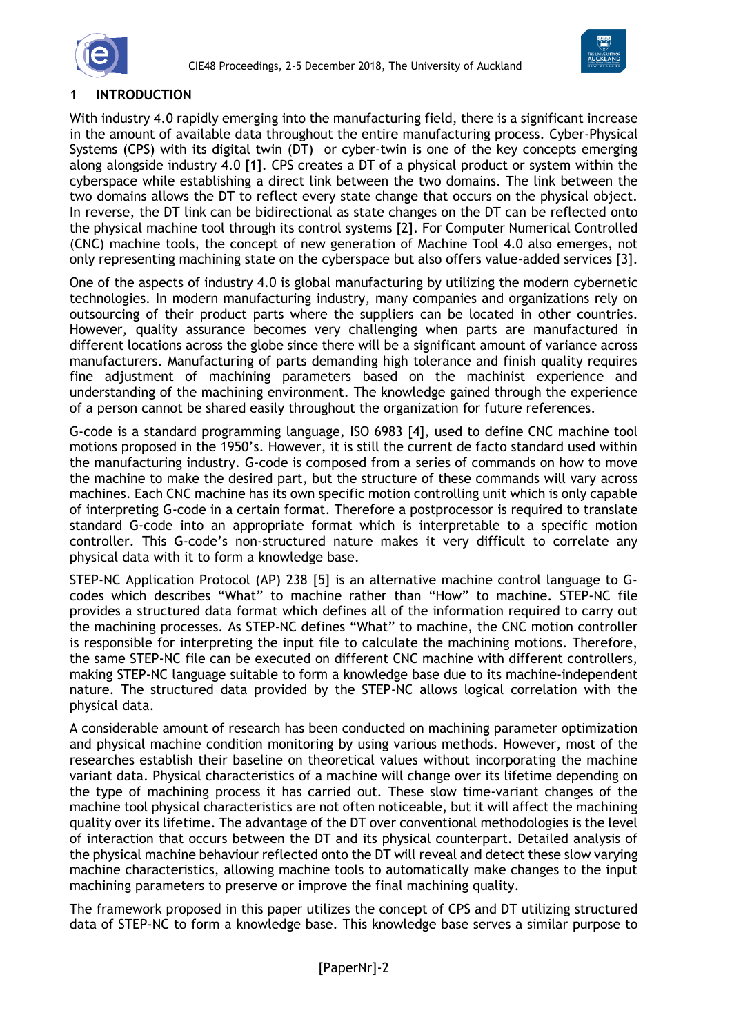# 1 INTRODUCTION

With industry 4.0 rapidly emerging into the manufacturing field, there is a significant increase in the amount of available data throughout the entire manufacturing process. Cyber-Physical Systems (CPS) with its digital twin (DT) or cyber-twin is one of the key concepts emerging along alongside industry 4.0 [1]. CPS creates a DT of a physical product or system within the cyberspace while establishing a direct link between the two domains. The link between the two domains allows the DT to reflect every state change that occurs on the physical object. In reverse, the DT link can be bidirectional as state changes on the DT can be reflected onto the physical machine tool through its control systems [2]. For Computer Numerical Controlled (CNC) machine tools, the concept of new generation of Machine Tool 4.0 also emerges, not only representing machining state on the cyberspace but also offers value-added services [3].

One of the aspects of industry 4.0 is global manufacturing by utilizing the modern cybernetic technologies. In modern manufacturing industry, many companies and organizations rely on outsourcing of their product parts where the suppliers can be located in other countries. However, quality assurance becomes very challenging when parts are manufactured in different locations across the globe since there will be a significant amount of variance across manufacturers. Manufacturing of parts demanding high tolerance and finish quality requires fine adjustment of machining parameters based on the machinist experience and understanding of the machining environment. The knowledge gained through the experience of a person cannot be shared easily throughout the organization for future references.

G-code is a standard programming language, ISO 6983 [4], used to define CNC machine tool motions proposed in the 1950's. However, it is still the current de facto standard used within the manufacturing industry. G-code is composed from a series of commands on how to move the machine to make the desired part, but the structure of these commands will vary across machines. Each CNC machine has its own specific motion controlling unit which is only capable of interpreting G-code in a certain format. Therefore a postprocessor is required to translate standard G-code into an appropriate format which is interpretable to a specific motion controller. This G-code's non-structured nature makes it very difficult to correlate any physical data with it to form a knowledge base.

STEP-NC Application Protocol (AP) 238 [5] is an alternative machine control language to G-codes which describes "What" to machine rather than "How" to machine. STEP-NC file provides a structured data format which defines all of the information required to carry out the machining processes. As STEP-NC defines "What" to machine, the CNC motion controller is responsible for interpreting the input file to calculate the machining motions. Therefore, the same STEP-NC file can be executed on different CNC machine with different controllers, making STEP-NC language suitable to form a knowledge base due to its machine-independent nature. The structured data provided by the STEP-NC allows logical correlation with the physical data.

A considerable amount of research has been conducted on machining parameter optimization and physical machine condition monitoring by using various methods. However, most of the researches establish their baseline on theoretical values without incorporating the machine variant data. Physical characteristics of a machine will change over its lifetime depending on the type of machining process it has carried out. These slow time-variant changes of the machine tool physical characteristics are not often noticeable, but it will affect the machining quality over its lifetime. The advantage of the DT over conventional methodologies is the level of interaction that occurs between the DT and its physical counterpart. Detailed analysis of the physical machine behaviour reflected onto the DT will reveal and detect these slow varying machine characteristics, allowing machine tools to automatically make changes to the input machining parameters to preserve or improve the final machining quality.

The framework proposed in this paper utilizes the concept of CPS and DT utilizing structured data of STEP-NC to form a knowledge base. This knowledge base serves a similar purpose to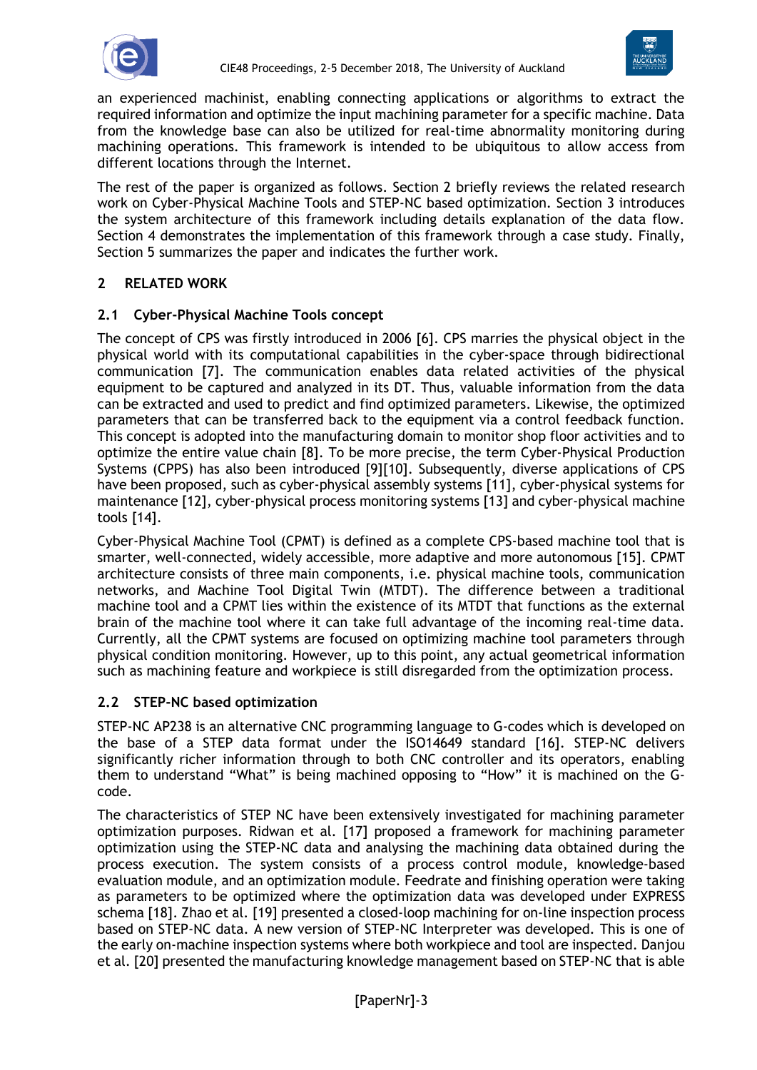an experienced machinist, enabling connecting applications or algorithms to extract the required information and optimize the input machining parameter for a specific machine. Data from the knowledge base can also be utilized for real-time abnormality monitoring during machining operations. This framework is intended to be ubiquitous to allow access from different locations through the Internet.

The rest of the paper is organized as follows. Section 2 briefly reviews the related research work on Cyber-Physical Machine Tools and STEP-NC based optimization. Section 3 introduces the system architecture of this framework including details explanation of the data flow. Section 4 demonstrates the implementation of this framework through a case study. Finally, Section 5 summarizes the paper and indicates the further work.

## 2 RELATED WORK

### 2.1 Cyber-Physical Machine Tools concept

The concept of CPS was firstly introduced in 2006 [6]. CPS marries the physical object in the physical world with its computational capabilities in the cyber-space through bidirectional communication [7]. The communication enables data related activities of the physical equipment to be captured and analyzed in its DT. Thus, valuable information from the data can be extracted and used to predict and find optimized parameters. Likewise, the optimized parameters that can be transferred back to the equipment via a control feedback function. This concept is adopted into the manufacturing domain to monitor shop floor activities and to optimize the entire value chain [8]. To be more precise, the term Cyber-Physical Production Systems (CPPS) has also been introduced [9][10]. Subsequently, diverse applications of CPS have been proposed, such as cyber-physical assembly systems [11], cyber-physical systems for maintenance [12], cyber-physical process monitoring systems [13] and cyber-physical machine tools [14].

Cyber-Physical Machine Tool (CPMT) is defined as a complete CPS-based machine tool that is smarter, well-connected, widely accessible, more adaptive and more autonomous [15]. CPMT architecture consists of three main components, i.e. physical machine tools, communication networks, and Machine Tool Digital Twin (MTDT). The difference between a traditional machine tool and a CPMT lies within the existence of its MTDT that functions as the external brain of the machine tool where it can take full advantage of the incoming real-time data. Currently, all the CPMT systems are focused on optimizing machine tool parameters through physical condition monitoring. However, up to this point, any actual geometrical information such as machining feature and workpiece is still disregarded from the optimization process.

### 2.2 STEP-NC based optimization

STEP-NC AP238 is an alternative CNC programming language to G-codes which is developed on the base of a STEP data format under the ISO14649 standard [16]. STEP-NC delivers significantly richer information through to both CNC controller and its operators, enabling them to understand "What" is being machined opposing to "How" it is machined on the G-code.

The characteristics of STEP NC have been extensively investigated for machining parameter optimization purposes. Ridwan et al. [17] proposed a framework for machining parameter optimization using the STEP-NC data and analysing the machining data obtained during the process execution. The system consists of a process control module, knowledge-based evaluation module, and an optimization module. Feedrate and finishing operation were taking as parameters to be optimized where the optimization data was developed under EXPRESS schema [18]. Zhao et al. [19] presented a closed-loop machining for on-line inspection process based on STEP-NC data. A new version of STEP-NC Interpreter was developed. This is one of the early on-machine inspection systems where both workpiece and tool are inspected. Danjou et al. [20] presented the manufacturing knowledge management based on STEP-NC that is able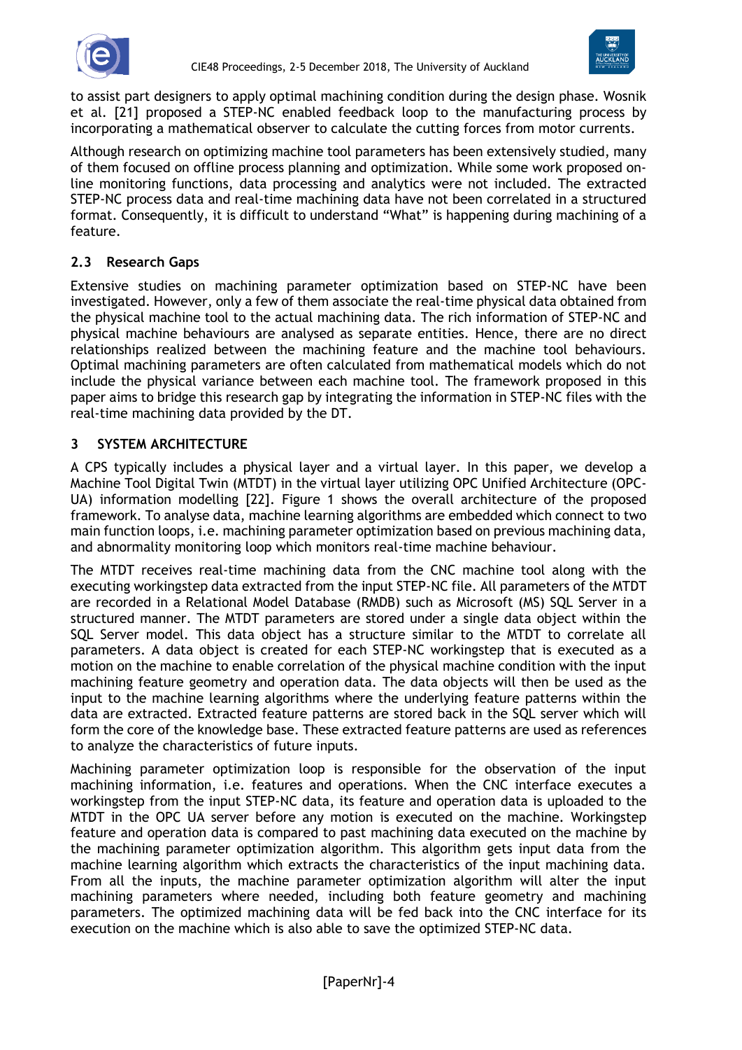to assist part designers to apply optimal machining condition during the design phase. Wosnik et al. [21] proposed a STEP-NC enabled feedback loop to the manufacturing process by incorporating a mathematical observer to calculate the cutting forces from motor currents.

Although research on optimizing machine tool parameters has been extensively studied, many of them focused on offline process planning and optimization. While some work proposed on-line monitoring functions, data processing and analytics were not included. The extracted STEP-NC process data and real-time machining data have not been correlated in a structured format. Consequently, it is difficult to understand "What" is happening during machining of a feature.

### 2.3 Research Gaps

Extensive studies on machining parameter optimization based on STEP-NC have been investigated. However, only a few of them associate the real-time physical data obtained from the physical machine tool to the actual machining data. The rich information of STEP-NC and physical machine behaviours are analysed as separate entities. Hence, there are no direct relationships realized between the machining feature and the machine tool behaviours. Optimal machining parameters are often calculated from mathematical models which do not include the physical variance between each machine tool. The framework proposed in this paper aims to bridge this research gap by integrating the information in STEP-NC files with the real-time machining data provided by the DT.

## 3 SYSTEM ARCHITECTURE

A CPS typically includes a physical layer and a virtual layer. In this paper, we develop a Machine Tool Digital Twin (MTDT) in the virtual layer utilizing OPC Unified Architecture (OPC-UA) information modelling [22]. Figure 1 shows the overall architecture of the proposed framework. To analyse data, machine learning algorithms are embedded which connect to two main function loops, i.e. machining parameter optimization based on previous machining data, and abnormality monitoring loop which monitors real-time machine behaviour.

The MTDT receives real-time machining data from the CNC machine tool along with the executing workingstep data extracted from the input STEP-NC file. All parameters of the MTDT are recorded in a Relational Model Database (RMDB) such as Microsoft (MS) SQL Server in a structured manner. The MTDT parameters are stored under a single data object within the SQL Server model. This data object has a structure similar to the MTDT to correlate all parameters. A data object is created for each STEP-NC workingstep that is executed as a motion on the machine to enable correlation of the physical machine condition with the input machining feature geometry and operation data. The data objects will then be used as the input to the machine learning algorithms where the underlying feature patterns within the data are extracted. Extracted feature patterns are stored back in the SQL server which will form the core of the knowledge base. These extracted feature patterns are used as references to analyze the characteristics of future inputs.

Machining parameter optimization loop is responsible for the observation of the input machining information, i.e. features and operations. When the CNC interface executes a workingstep from the input STEP-NC data, its feature and operation data is uploaded to the MTDT in the OPC UA server before any motion is executed on the machine. Workingstep feature and operation data is compared to past machining data executed on the machine by the machining parameter optimization algorithm. This algorithm gets input data from the machine learning algorithm which extracts the characteristics of the input machining data. From all the inputs, the machine parameter optimization algorithm will alter the input machining parameters where needed, including both feature geometry and machining parameters. The optimized machining data will be fed back into the CNC interface for its execution on the machine which is also able to save the optimized STEP-NC data.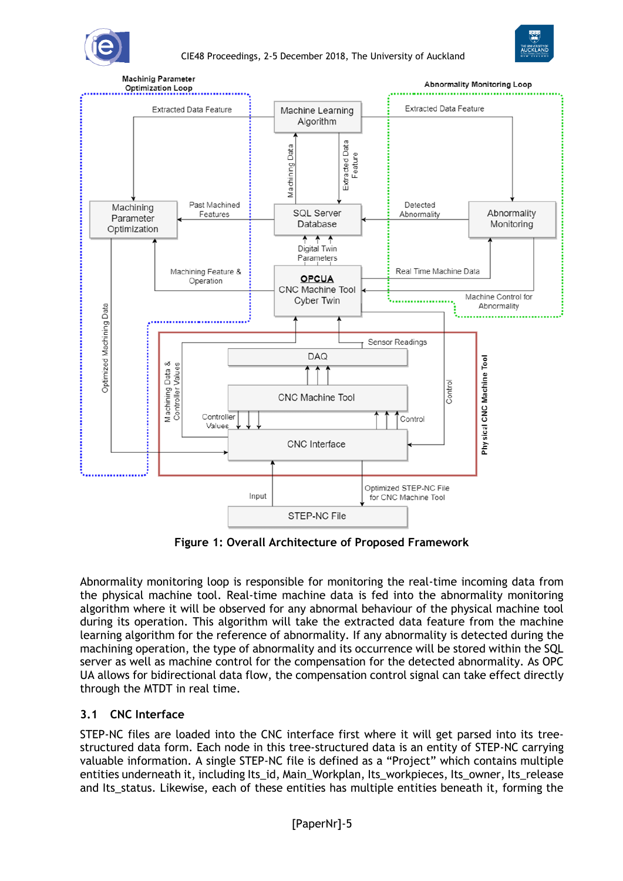Figure 1: Overall Architecture of Proposed Framework

Abnormality monitoring loop is responsible for monitoring the real-time incoming data from the physical machine tool. Real-time machine data is fed into the abnormality monitoring algorithm where it will be observed for any abnormal behaviour of the physical machine tool during its operation. This algorithm will take the extracted data feature from the machine learning algorithm for the reference of abnormality. If any abnormality is detected during the machining operation, the type of abnormality and its occurrence will be stored within the SQL server as well as machine control for the compensation for the detected abnormality. As OPC UA allows for bidirectional data flow, the compensation control signal can take effect directly through the MTDT in real time.

## 3.1 CNC Interface

STEP-NC files are loaded into the CNC interface first where it will get parsed into its tree-structured data form. Each node in this tree-structured data is an entity of STEP-NC carrying valuable information. A single STEP-NC file is defined as a “Project” which contains multiple entities underneath it, including Its_id, Main_Workplan, Its_workpieces, Its_owner, Its_release and Its_status. Likewise, each of these entities has multiple entities beneath it, forming the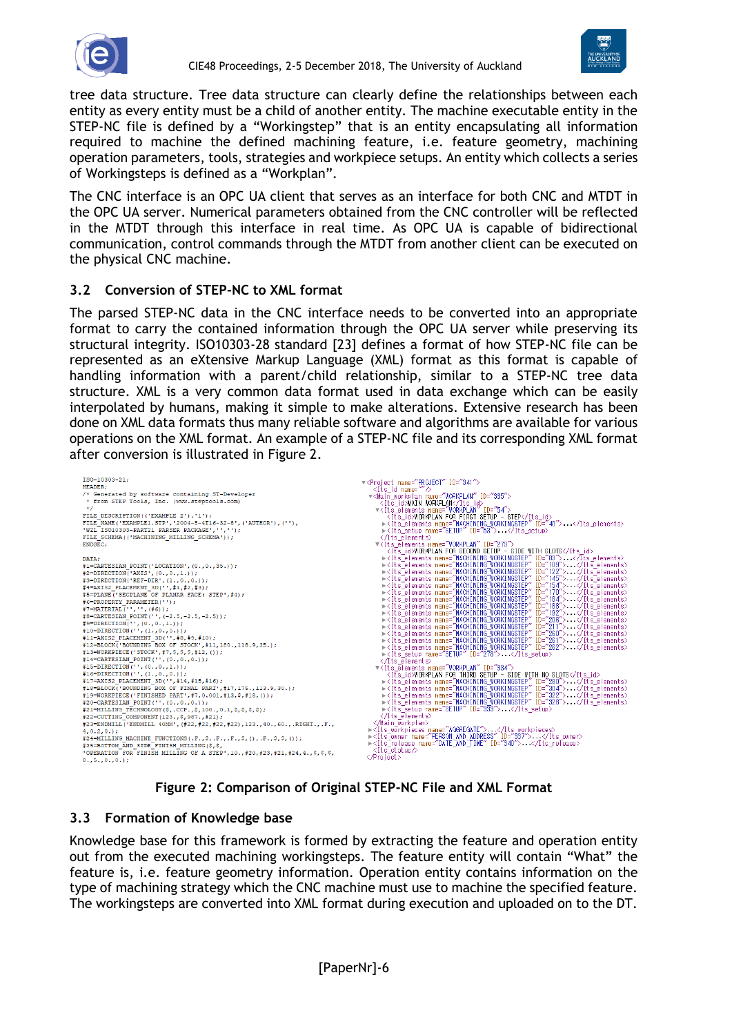tree data structure. Tree data structure can clearly define the relationships between each entity as every entity must be a child of another entity. The machine executable entity in the STEP-NC file is defined by a “Workingstep” that is an entity encapsulating all information required to machine the defined machining feature, i.e. feature geometry, machining operation parameters, tools, strategies and workpiece setups. An entity which collects a series of Workingsteps is defined as a “Workplan”.

The CNC interface is an OPC UA client that serves as an interface for both CNC and MTDT in the OPC UA server. Numerical parameters obtained from the CNC controller will be reflected in the MTDT through this interface in real time. As OPC UA is capable of bidirectional communication, control commands through the MTDT from another client can be executed on the physical CNC machine.

### 3.2 Conversion of STEP-NC to XML format

The parsed STEP-NC data in the CNC interface needs to be converted into an appropriate format to carry the contained information through the OPC UA server while preserving its structural integrity. ISO10303-28 standard [23] defines a format of how STEP-NC file can be represented as an eXtensive Markup Language (XML) format as this format is capable of handling information with a parent/child relationship, similar to a STEP-NC tree data structure. XML is a very common data format used in data exchange which can be easily interpolated by humans, making it simple to make alterations. Extensive research has been done on XML data formats thus many reliable software and algorithms are available for various operations on the XML format. An example of a STEP-NC file and its corresponding XML format after conversion is illustrated in Figure 2.

```
ISO-10303-21;
HEADER;
/* Generated by software containing ST-Developer
 * from STEP Tools, Inc. (www.steptools.com)
 */
FILE_DESCRIPTION(('EXAMPLE 2'),'1');
FILE_NAME('EXAMPLE1.STP','2004-5-4T16-32-8',('AUTHOR'),(''),
'WZL_ISO10303-PART21 PARSER PACKAGE','','');
FILE_SCHEMA(('MACHINING_MILLING_SCHEMA'));
ENDSEC;

DATA;
#1=CARTESIAN_POINT('LOCATION',(0.,0.,35.));
#2=DIRECTION('AXIS',(0.,0.,1.));
#3=DIRECTION('REF-DIR',(1.,0.,0.));
#4=AXIS2_PLACEMENT_3D('',#1,#2,#3);
#5=PLANE('SECPLANE OF PLANAR FACE: STEP',#4);
#6=PROPERTY_PARAMETER('');
#7=MATERIAL('','',(#6));
#8=CARTESIAN_POINT('',(-2.5,-2.5,-2.5));
#9=DIRECTION('',(0.,0.,1.));
#10=DIRECTION('',(1.,0.,0.));
#11=AXIS2_PLACEMENT_3D('',#8,#9,#10);
#12=BLOCK('BOUNDING BOX OF STOCK',#11,180.,118.9,35.);
#13=WORKPIECE('STOCK',#7,$,$,#12,());
#14=CARTESIAN_POINT('',(0.,0.,0.));
#15=DIRECTION('',(0.,0.,1.));
#16=DIRECTION('',(1.,0.,0.));
#17=AXIS2_PLACEMENT_3D('',#14,#15,#16);
#18=BLOCK('BOUNDING BOX OF FINAL PART',#17,175.,113.9,30.);
#19=WORKPIECE('FINISHED PART',#7,0.001,#13,$,#18,());
#20=CARTESIAN_POINT('',(0.,0.,0.));
#21=MILLING_TECHNOLOGY($,.CCP.,$,100.,0.1,$,$,$,$);
#22=CUTTING_COMPONENT(123.,$,987.,#21);
#23=ENDMILL('ENDMILL 40MM',(#22,#22,#22,#22),123.,40.,60.,.RIGHT.,.F.,
4,0.2,0.);
#24=MILLING_MACHINE_FUNCTIONS(.F.,$,.F.,.F.,$,(),.F.,$,$,());
#25=BOTTOM_AND_SIDE_FINISH_MILLING($,$,
'OPERATION FOR FINISH MILLING OF A STEP',10.,#20,#23,#21,#24,4.,$,$,$,
8.,5.,0.,0.);
```

```
▼<Project name="PROJECT" ID="341">
   <Its_id name=""/>
 ▼<Main_workplan name="WORKPLAN" ID="335">
     <Its_id>MAIN WORKPLAN</Its_id>
   ▼<Its_elements name="WORKPLAN" ID="54">
       <Its_id>WORKPLAN FOR FIRST SETUP - STEP</Its_id>
     ▶<Its_elements name="MACHINING_WORKINGSTEP" ID="40">...</Its_elements>
     ▶<Its_setup name="SETUP" ID="53">...</Its_setup>
     </Its_elements>
   ▼<Its_elements name="WORKPLAN" ID="279">
       <Its_id>WORKPLAN FOR SECOND SETUP - SIDE WITH SLOTS</Its_id>
     ▶<Its_elements name="MACHINING_WORKINGSTEP" ID="83">...</Its_elements>
     ▶<Its_elements name="MACHINING_WORKINGSTEP" ID="109">...</Its_elements>
     ▶<Its_elements name="MACHINING_WORKINGSTEP" ID="122">...</Its_elements>
     ▶<Its_elements name="MACHINING_WORKINGSTEP" ID="145">...</Its_elements>
     ▶<Its_elements name="MACHINING_WORKINGSTEP" ID="154">...</Its_elements>
     ▶<Its_elements name="MACHINING_WORKINGSTEP" ID="170">...</Its_elements>
     ▶<Its_elements name="MACHINING_WORKINGSTEP" ID="184">...</Its_elements>
     ▶<Its_elements name="MACHINING_WORKINGSTEP" ID="188">...</Its_elements>
     ▶<Its_elements name="MACHINING_WORKINGSTEP" ID="192">...</Its_elements>
     ▶<Its_elements name="MACHINING_WORKINGSTEP" ID="208">...</Its_elements>
     ▶<Its_elements name="MACHINING_WORKINGSTEP" ID="211">...</Its_elements>
     ▶<Its_elements name="MACHINING_WORKINGSTEP" ID="260">...</Its_elements>
     ▶<Its_elements name="MACHINING_WORKINGSTEP" ID="261">...</Its_elements>
     ▶<Its_elements name="MACHINING_WORKINGSTEP" ID="262">...</Its_elements>
     ▶<Its_setup name="SETUP" ID="278">...</Its_setup>
     </Its_elements>
   ▼<Its_elements name="WORKPLAN" ID="334">
       <Its_id>WORKPLAN FOR THIRD SETUP - SIDE WITH NO SLOTS</Its_id>
     ▶<Its_elements name="MACHINING_WORKINGSTEP" ID="290">...</Its_elements>
     ▶<Its_elements name="MACHINING_WORKINGSTEP" ID="304">...</Its_elements>
     ▶<Its_elements name="MACHINING_WORKINGSTEP" ID="322">...</Its_elements>
     ▶<Its_elements name="MACHINING_WORKINGSTEP" ID="328">...</Its_elements>
     ▶<Its_setup name="SETUP" ID="333">...</Its_setup>
     </Its_elements>
   </Main_workplan>
 ▶<Its_workpieces name="AGGREGATE">...</Its_workpieces>
 ▶<Its_owner name="PERSON_AND_ADDRESS" ID="337">...</Its_owner>
 ▶<Its_release name="DATE_AND_TIME" ID="340">...</Its_release>
   <Its_status/>
</Project>
```

**Figure 2: Comparison of Original STEP-NC File and XML Format**

### 3.3 Formation of Knowledge base

Knowledge base for this framework is formed by extracting the feature and operation entity out from the executed machining workingsteps. The feature entity will contain “What” the feature is, i.e. feature geometry information. Operation entity contains information on the type of machining strategy which the CNC machine must use to machine the specified feature. The workingsteps are converted into XML format during execution and uploaded on to the DT.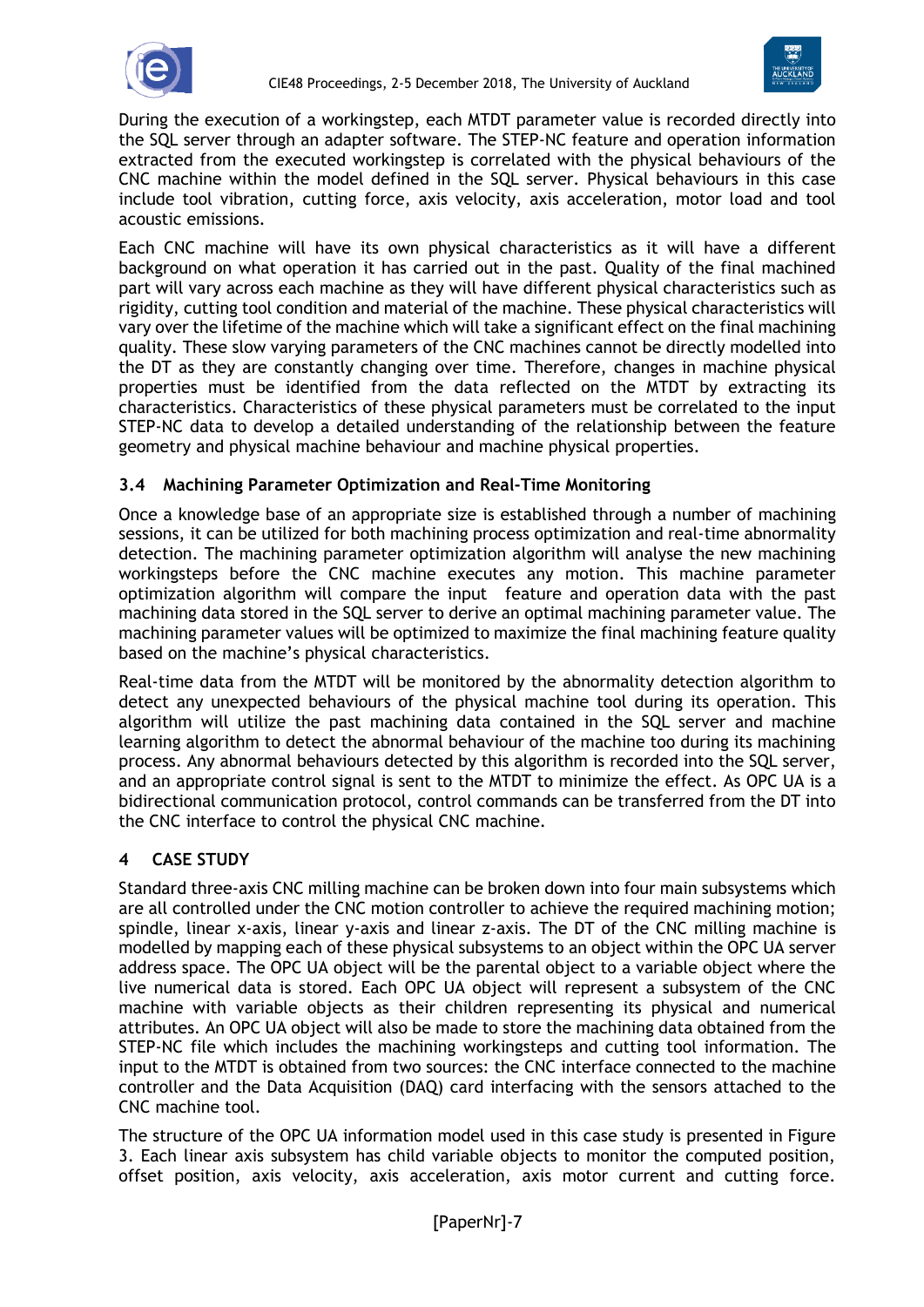During the execution of a workingstep, each MTDT parameter value is recorded directly into the SQL server through an adapter software. The STEP-NC feature and operation information extracted from the executed workingstep is correlated with the physical behaviours of the CNC machine within the model defined in the SQL server. Physical behaviours in this case include tool vibration, cutting force, axis velocity, axis acceleration, motor load and tool acoustic emissions.

Each CNC machine will have its own physical characteristics as it will have a different background on what operation it has carried out in the past. Quality of the final machined part will vary across each machine as they will have different physical characteristics such as rigidity, cutting tool condition and material of the machine. These physical characteristics will vary over the lifetime of the machine which will take a significant effect on the final machining quality. These slow varying parameters of the CNC machines cannot be directly modelled into the DT as they are constantly changing over time. Therefore, changes in machine physical properties must be identified from the data reflected on the MTDT by extracting its characteristics. Characteristics of these physical parameters must be correlated to the input STEP-NC data to develop a detailed understanding of the relationship between the feature geometry and physical machine behaviour and machine physical properties.

### 3.4 Machining Parameter Optimization and Real-Time Monitoring

Once a knowledge base of an appropriate size is established through a number of machining sessions, it can be utilized for both machining process optimization and real-time abnormality detection. The machining parameter optimization algorithm will analyse the new machining workingsteps before the CNC machine executes any motion. This machine parameter optimization algorithm will compare the input feature and operation data with the past machining data stored in the SQL server to derive an optimal machining parameter value. The machining parameter values will be optimized to maximize the final machining feature quality based on the machine's physical characteristics.

Real-time data from the MTDT will be monitored by the abnormality detection algorithm to detect any unexpected behaviours of the physical machine tool during its operation. This algorithm will utilize the past machining data contained in the SQL server and machine learning algorithm to detect the abnormal behaviour of the machine too during its machining process. Any abnormal behaviours detected by this algorithm is recorded into the SQL server, and an appropriate control signal is sent to the MTDT to minimize the effect. As OPC UA is a bidirectional communication protocol, control commands can be transferred from the DT into the CNC interface to control the physical CNC machine.

## 4 CASE STUDY

Standard three-axis CNC milling machine can be broken down into four main subsystems which are all controlled under the CNC motion controller to achieve the required machining motion; spindle, linear x-axis, linear y-axis and linear z-axis. The DT of the CNC milling machine is modelled by mapping each of these physical subsystems to an object within the OPC UA server address space. The OPC UA object will be the parental object to a variable object where the live numerical data is stored. Each OPC UA object will represent a subsystem of the CNC machine with variable objects as their children representing its physical and numerical attributes. An OPC UA object will also be made to store the machining data obtained from the STEP-NC file which includes the machining workingsteps and cutting tool information. The input to the MTDT is obtained from two sources: the CNC interface connected to the machine controller and the Data Acquisition (DAQ) card interfacing with the sensors attached to the CNC machine tool.

The structure of the OPC UA information model used in this case study is presented in Figure 3. Each linear axis subsystem has child variable objects to monitor the computed position, offset position, axis velocity, axis acceleration, axis motor current and cutting force.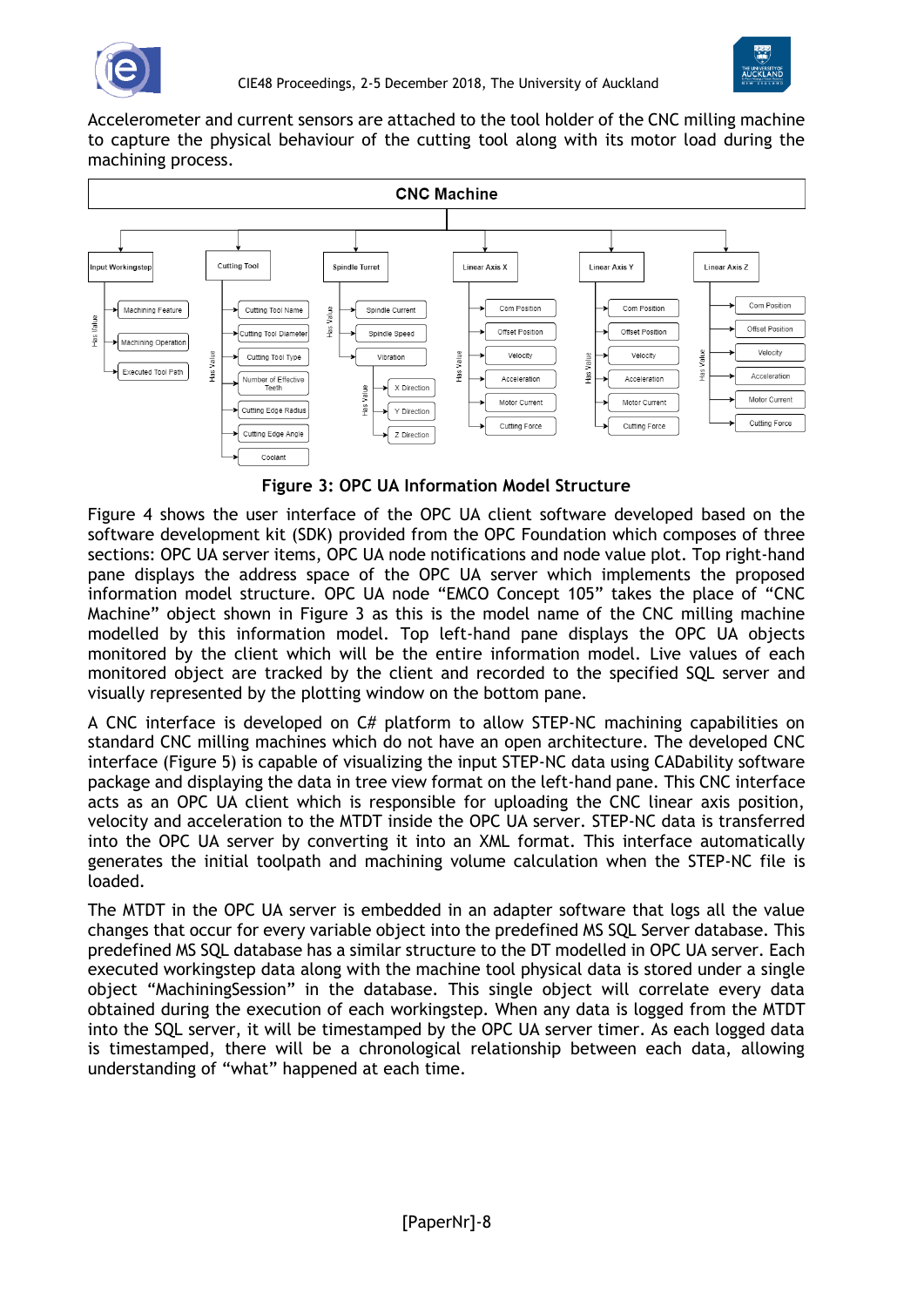Accelerometer and current sensors are attached to the tool holder of the CNC milling machine to capture the physical behaviour of the cutting tool along with its motor load during the machining process.

**Figure 3: OPC UA Information Model Structure**

Figure 4 shows the user interface of the OPC UA client software developed based on the software development kit (SDK) provided from the OPC Foundation which composes of three sections: OPC UA server items, OPC UA node notifications and node value plot. Top right-hand pane displays the address space of the OPC UA server which implements the proposed information model structure. OPC UA node "EMCO Concept 105" takes the place of "CNC Machine" object shown in Figure 3 as this is the model name of the CNC milling machine modelled by this information model. Top left-hand pane displays the OPC UA objects monitored by the client which will be the entire information model. Live values of each monitored object are tracked by the client and recorded to the specified SQL server and visually represented by the plotting window on the bottom pane.

A CNC interface is developed on C# platform to allow STEP-NC machining capabilities on standard CNC milling machines which do not have an open architecture. The developed CNC interface (Figure 5) is capable of visualizing the input STEP-NC data using CADability software package and displaying the data in tree view format on the left-hand pane. This CNC interface acts as an OPC UA client which is responsible for uploading the CNC linear axis position, velocity and acceleration to the MTDT inside the OPC UA server. STEP-NC data is transferred into the OPC UA server by converting it into an XML format. This interface automatically generates the initial toolpath and machining volume calculation when the STEP-NC file is loaded.

The MTDT in the OPC UA server is embedded in an adapter software that logs all the value changes that occur for every variable object into the predefined MS SQL Server database. This predefined MS SQL database has a similar structure to the DT modelled in OPC UA server. Each executed workingstep data along with the machine tool physical data is stored under a single object "MachiningSession" in the database. This single object will correlate every data obtained during the execution of each workingstep. When any data is logged from the MTDT into the SQL server, it will be timestamped by the OPC UA server timer. As each logged data is timestamped, there will be a chronological relationship between each data, allowing understanding of "what" happened at each time.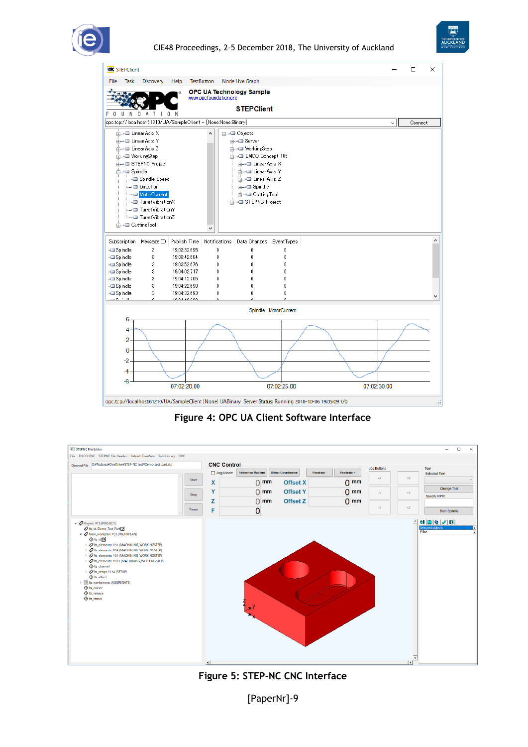Figure 4: OPC UA Client Software Interface

Figure 5: STEP-NC CNC Interface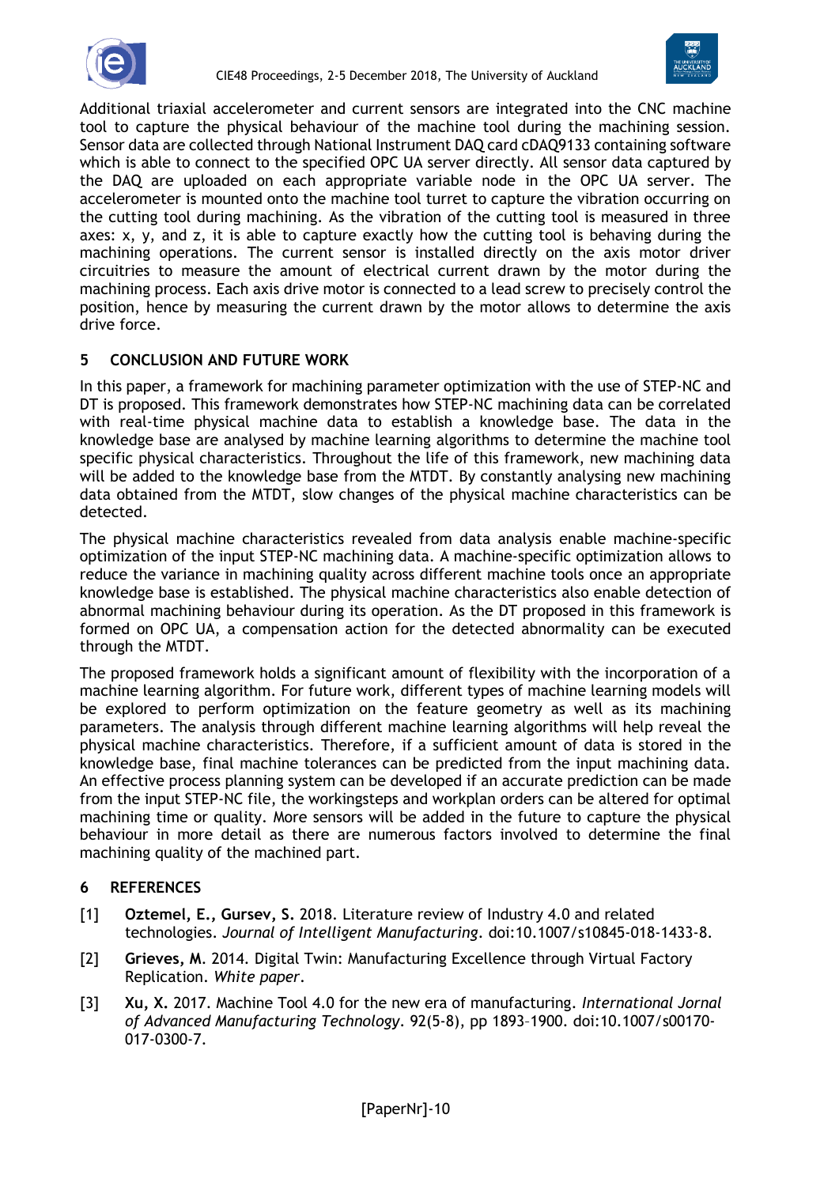Additional triaxial accelerometer and current sensors are integrated into the CNC machine tool to capture the physical behaviour of the machine tool during the machining session. Sensor data are collected through National Instrument DAQ card cDAQ9133 containing software which is able to connect to the specified OPC UA server directly. All sensor data captured by the DAQ are uploaded on each appropriate variable node in the OPC UA server. The accelerometer is mounted onto the machine tool turret to capture the vibration occurring on the cutting tool during machining. As the vibration of the cutting tool is measured in three axes: x, y, and z, it is able to capture exactly how the cutting tool is behaving during the machining operations. The current sensor is installed directly on the axis motor driver circuitries to measure the amount of electrical current drawn by the motor during the machining process. Each axis drive motor is connected to a lead screw to precisely control the position, hence by measuring the current drawn by the motor allows to determine the axis drive force.

## 5 CONCLUSION AND FUTURE WORK

In this paper, a framework for machining parameter optimization with the use of STEP-NC and DT is proposed. This framework demonstrates how STEP-NC machining data can be correlated with real-time physical machine data to establish a knowledge base. The data in the knowledge base are analysed by machine learning algorithms to determine the machine tool specific physical characteristics. Throughout the life of this framework, new machining data will be added to the knowledge base from the MTDT. By constantly analysing new machining data obtained from the MTDT, slow changes of the physical machine characteristics can be detected.

The physical machine characteristics revealed from data analysis enable machine-specific optimization of the input STEP-NC machining data. A machine-specific optimization allows to reduce the variance in machining quality across different machine tools once an appropriate knowledge base is established. The physical machine characteristics also enable detection of abnormal machining behaviour during its operation. As the DT proposed in this framework is formed on OPC UA, a compensation action for the detected abnormality can be executed through the MTDT.

The proposed framework holds a significant amount of flexibility with the incorporation of a machine learning algorithm. For future work, different types of machine learning models will be explored to perform optimization on the feature geometry as well as its machining parameters. The analysis through different machine learning algorithms will help reveal the physical machine characteristics. Therefore, if a sufficient amount of data is stored in the knowledge base, final machine tolerances can be predicted from the input machining data. An effective process planning system can be developed if an accurate prediction can be made from the input STEP-NC file, the workingsteps and workplan orders can be altered for optimal machining time or quality. More sensors will be added in the future to capture the physical behaviour in more detail as there are numerous factors involved to determine the final machining quality of the machined part.

## 6 REFERENCES

[1] **Oztemel, E., Gursev, S.** 2018. Literature review of Industry 4.0 and related technologies. *Journal of Intelligent Manufacturing*. doi:10.1007/s10845-018-1433-8.

[2] **Grieves, M**. 2014. Digital Twin: Manufacturing Excellence through Virtual Factory Replication. *White paper*.

[3] **Xu, X.** 2017. Machine Tool 4.0 for the new era of manufacturing. *International Jornal of Advanced Manufacturing Technology*. 92(5-8), pp 1893–1900. doi:10.1007/s00170-017-0300-7.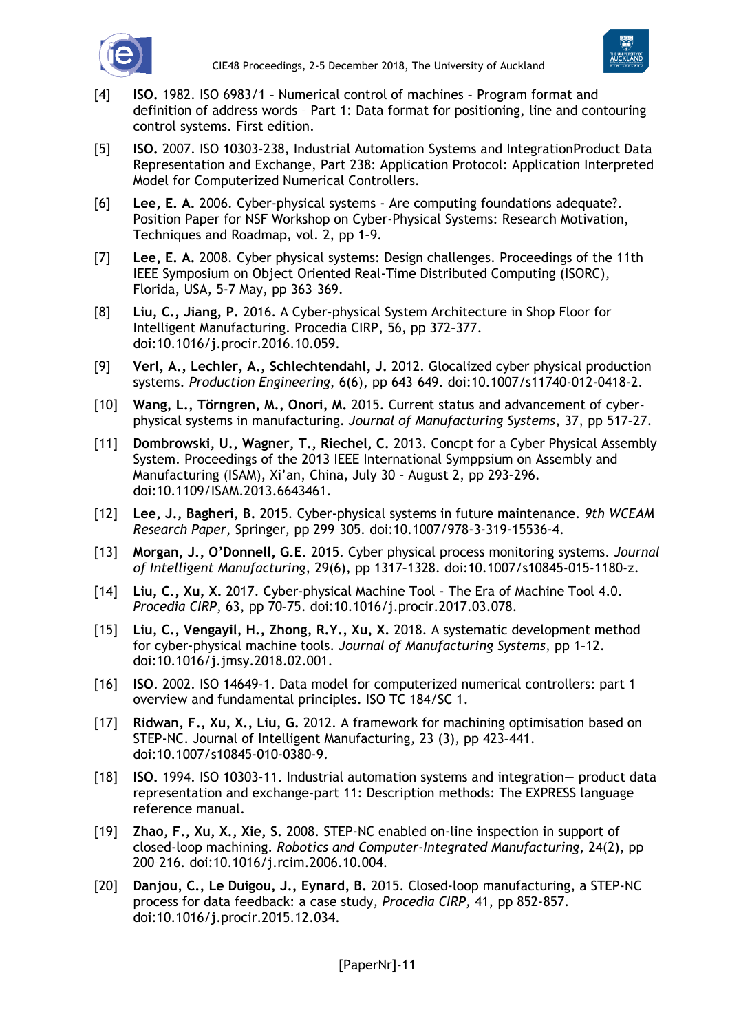[4] **ISO.** 1982. ISO 6983/1 – Numerical control of machines – Program format and definition of address words – Part 1: Data format for positioning, line and contouring control systems. First edition.

[5] **ISO.** 2007. ISO 10303-238, Industrial Automation Systems and IntegrationProduct Data Representation and Exchange, Part 238: Application Protocol: Application Interpreted Model for Computerized Numerical Controllers.

[6] **Lee, E. A.** 2006. Cyber-physical systems - Are computing foundations adequate?. Position Paper for NSF Workshop on Cyber-Physical Systems: Research Motivation, Techniques and Roadmap, vol. 2, pp 1–9.

[7] **Lee, E. A.** 2008. Cyber physical systems: Design challenges. Proceedings of the 11th IEEE Symposium on Object Oriented Real-Time Distributed Computing (ISORC), Florida, USA, 5-7 May, pp 363–369.

[8] **Liu, C., Jiang, P.** 2016. A Cyber-physical System Architecture in Shop Floor for Intelligent Manufacturing. Procedia CIRP, 56, pp 372–377. doi:10.1016/j.procir.2016.10.059.

[9] **Verl, A., Lechler, A., Schlechtendahl, J.** 2012. Glocalized cyber physical production systems. *Production Engineering*, 6(6), pp 643–649. doi:10.1007/s11740-012-0418-2.

[10] **Wang, L., Törngren, M., Onori, M.** 2015. Current status and advancement of cyber-physical systems in manufacturing. *Journal of Manufacturing Systems*, 37, pp 517–27.

[11] **Dombrowski, U., Wagner, T., Riechel, C.** 2013. Concpt for a Cyber Physical Assembly System. Proceedings of the 2013 IEEE International Symppsium on Assembly and Manufacturing (ISAM), Xi'an, China, July 30 – August 2, pp 293–296. doi:10.1109/ISAM.2013.6643461.

[12] **Lee, J., Bagheri, B.** 2015. Cyber-physical systems in future maintenance. *9th WCEAM Research Paper*, Springer, pp 299–305. doi:10.1007/978-3-319-15536-4.

[13] **Morgan, J., O'Donnell, G.E.** 2015. Cyber physical process monitoring systems. *Journal of Intelligent Manufacturing*, 29(6), pp 1317–1328. doi:10.1007/s10845-015-1180-z.

[14] **Liu, C., Xu, X.** 2017. Cyber-physical Machine Tool - The Era of Machine Tool 4.0. *Procedia CIRP*, 63, pp 70–75. doi:10.1016/j.procir.2017.03.078.

[15] **Liu, C., Vengayil, H., Zhong, R.Y., Xu, X.** 2018. A systematic development method for cyber-physical machine tools. *Journal of Manufacturing Systems*, pp 1–12. doi:10.1016/j.jmsy.2018.02.001.

[16] **ISO**. 2002. ISO 14649-1. Data model for computerized numerical controllers: part 1 overview and fundamental principles. ISO TC 184/SC 1.

[17] **Ridwan, F., Xu, X., Liu, G.** 2012. A framework for machining optimisation based on STEP-NC. Journal of Intelligent Manufacturing, 23 (3), pp 423–441. doi:10.1007/s10845-010-0380-9.

[18] **ISO.** 1994. ISO 10303-11. Industrial automation systems and integration— product data representation and exchange-part 11: Description methods: The EXPRESS language reference manual.

[19] **Zhao, F., Xu, X., Xie, S.** 2008. STEP-NC enabled on-line inspection in support of closed-loop machining. *Robotics and Computer-Integrated Manufacturing*, 24(2), pp 200–216. doi:10.1016/j.rcim.2006.10.004.

[20] **Danjou, C., Le Duigou, J., Eynard, B.** 2015. Closed-loop manufacturing, a STEP-NC process for data feedback: a case study, *Procedia CIRP*, 41, pp 852-857. doi:10.1016/j.procir.2015.12.034.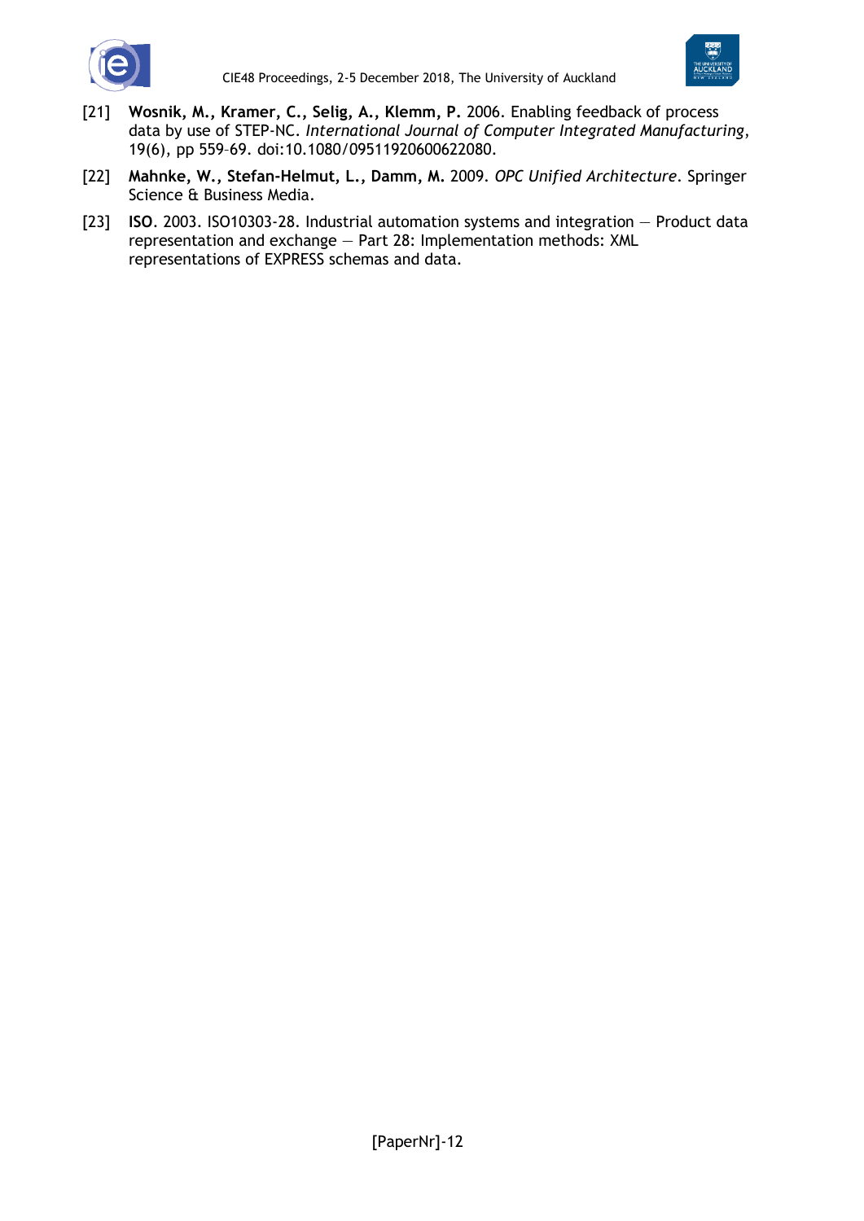[21] **Wosnik, M., Kramer, C., Selig, A., Klemm, P.** 2006. Enabling feedback of process data by use of STEP-NC. *International Journal of Computer Integrated Manufacturing*, 19(6), pp 559–69. doi:10.1080/09511920600622080.

[22] **Mahnke, W., Stefan-Helmut, L., Damm, M.** 2009. *OPC Unified Architecture*. Springer Science & Business Media.

[23] **ISO**. 2003. ISO10303-28. Industrial automation systems and integration — Product data representation and exchange — Part 28: Implementation methods: XML representations of EXPRESS schemas and data.